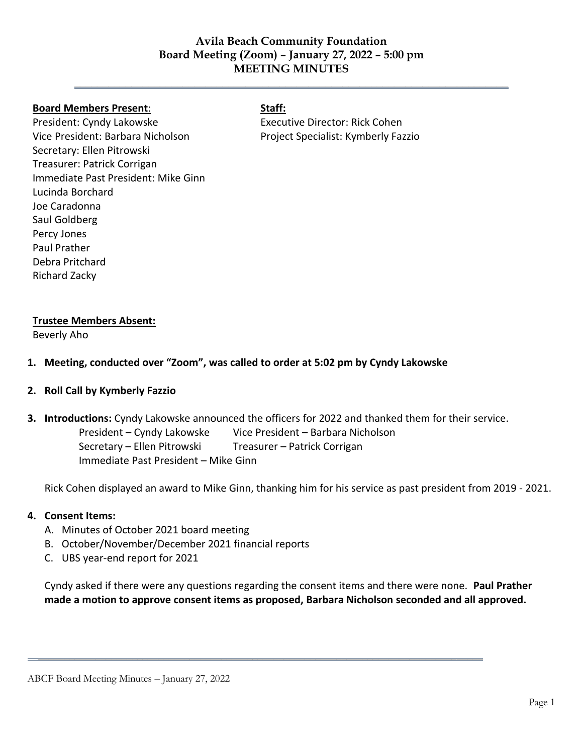# Avila Beach Community Foundation
## Board Meeting (Zoom) – January 27, 2022 – 5:00 pm
## MEETING MINUTES

**Board Members Present**:

President: Cyndy Lakowske
Vice President: Barbara Nicholson
Secretary: Ellen Pitrowski
Treasurer: Patrick Corrigan
Immediate Past President: Mike Ginn
Lucinda Borchard
Joe Caradonna
Saul Goldberg
Percy Jones
Paul Prather
Debra Pritchard
Richard Zacky

**Staff:**

Executive Director: Rick Cohen
Project Specialist: Kymberly Fazzio

**Trustee Members Absent:**

Beverly Aho

1. **Meeting, conducted over "Zoom", was called to order at 5:02 pm by Cyndy Lakowske**

2. **Roll Call by Kymberly Fazzio**

3. **Introductions:** Cyndy Lakowske announced the officers for 2022 and thanked them for their service.

   President – Cyndy Lakowske  Vice President – Barbara Nicholson
   Secretary – Ellen Pitrowski  Treasurer – Patrick Corrigan
   Immediate Past President – Mike Ginn

   Rick Cohen displayed an award to Mike Ginn, thanking him for his service as past president from 2019 - 2021.

4. **Consent Items:**
   A. Minutes of October 2021 board meeting
   B. October/November/December 2021 financial reports
   C. UBS year-end report for 2021

   Cyndy asked if there were any questions regarding the consent items and there were none. **Paul Prather made a motion to approve consent items as proposed, Barbara Nicholson seconded and all approved.**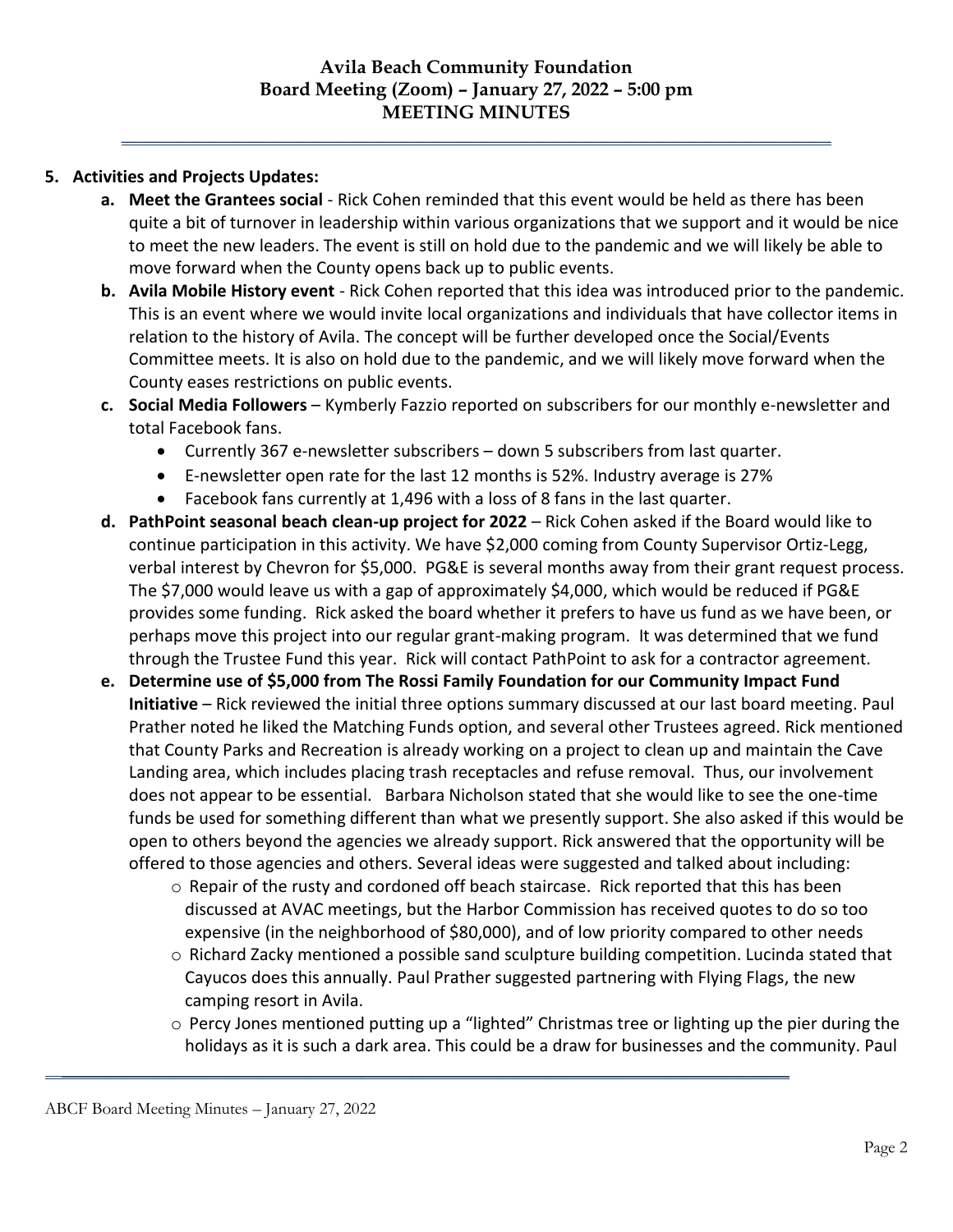## 5. Activities and Projects Updates:

**a. Meet the Grantees social** - Rick Cohen reminded that this event would be held as there has been quite a bit of turnover in leadership within various organizations that we support and it would be nice to meet the new leaders. The event is still on hold due to the pandemic and we will likely be able to move forward when the County opens back up to public events.

**b. Avila Mobile History event** - Rick Cohen reported that this idea was introduced prior to the pandemic. This is an event where we would invite local organizations and individuals that have collector items in relation to the history of Avila. The concept will be further developed once the Social/Events Committee meets. It is also on hold due to the pandemic, and we will likely move forward when the County eases restrictions on public events.

**c. Social Media Followers** – Kymberly Fazzio reported on subscribers for our monthly e-newsletter and total Facebook fans.

- Currently 367 e-newsletter subscribers – down 5 subscribers from last quarter.
- E-newsletter open rate for the last 12 months is 52%. Industry average is 27%
- Facebook fans currently at 1,496 with a loss of 8 fans in the last quarter.

**d. PathPoint seasonal beach clean-up project for 2022** – Rick Cohen asked if the Board would like to continue participation in this activity. We have $2,000 coming from County Supervisor Ortiz-Legg, verbal interest by Chevron for $5,000. PG&E is several months away from their grant request process. The $7,000 would leave us with a gap of approximately $4,000, which would be reduced if PG&E provides some funding. Rick asked the board whether it prefers to have us fund as we have been, or perhaps move this project into our regular grant-making program. It was determined that we fund through the Trustee Fund this year. Rick will contact PathPoint to ask for a contractor agreement.

**e. Determine use of $5,000 from The Rossi Family Foundation for our Community Impact Fund Initiative** – Rick reviewed the initial three options summary discussed at our last board meeting. Paul Prather noted he liked the Matching Funds option, and several other Trustees agreed. Rick mentioned that County Parks and Recreation is already working on a project to clean up and maintain the Cave Landing area, which includes placing trash receptacles and refuse removal. Thus, our involvement does not appear to be essential. Barbara Nicholson stated that she would like to see the one-time funds be used for something different than what we presently support. She also asked if this would be open to others beyond the agencies we already support. Rick answered that the opportunity will be offered to those agencies and others. Several ideas were suggested and talked about including:

- Repair of the rusty and cordoned off beach staircase. Rick reported that this has been discussed at AVAC meetings, but the Harbor Commission has received quotes to do so too expensive (in the neighborhood of $80,000), and of low priority compared to other needs
- Richard Zacky mentioned a possible sand sculpture building competition. Lucinda stated that Cayucos does this annually. Paul Prather suggested partnering with Flying Flags, the new camping resort in Avila.
- Percy Jones mentioned putting up a "lighted" Christmas tree or lighting up the pier during the holidays as it is such a dark area. This could be a draw for businesses and the community. Paul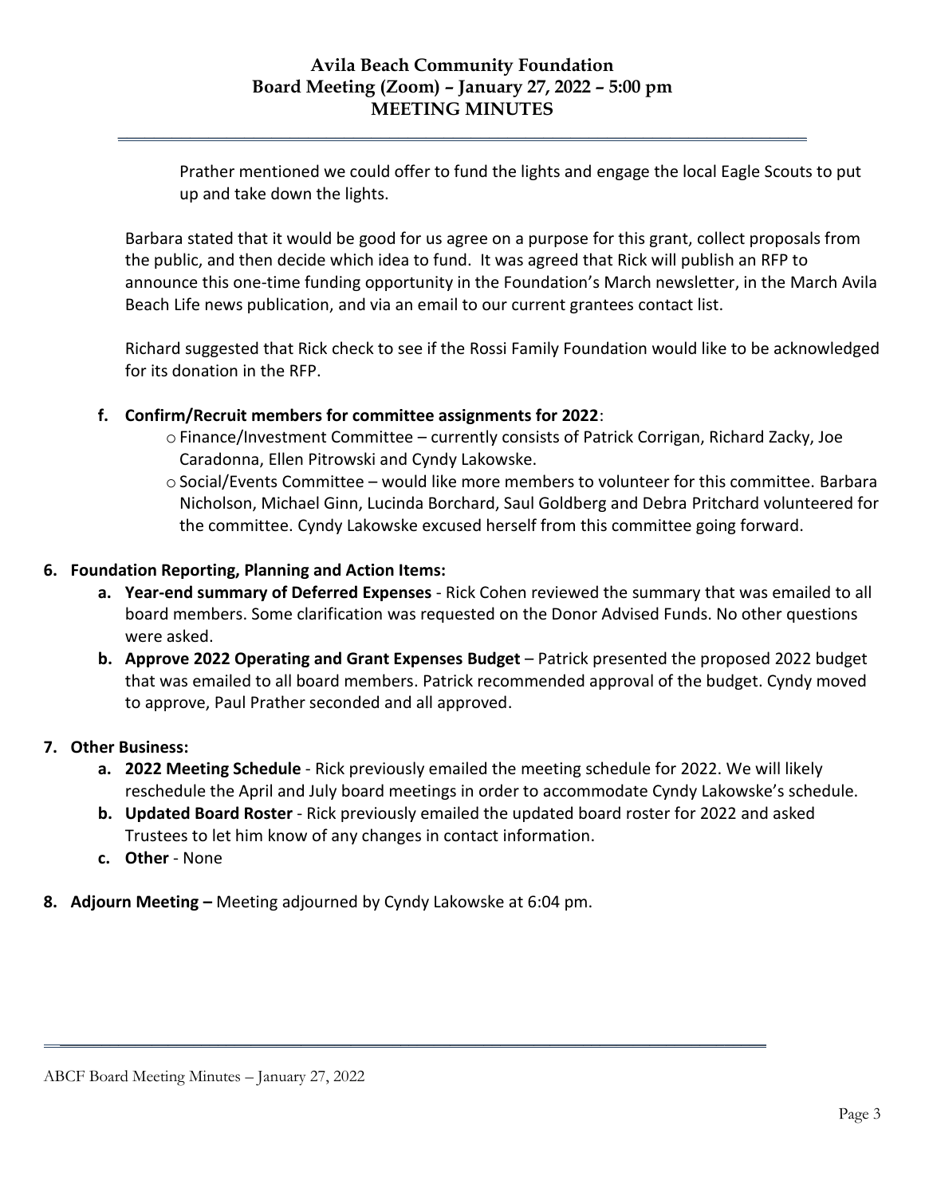Prather mentioned we could offer to fund the lights and engage the local Eagle Scouts to put up and take down the lights.

Barbara stated that it would be good for us agree on a purpose for this grant, collect proposals from the public, and then decide which idea to fund. It was agreed that Rick will publish an RFP to announce this one-time funding opportunity in the Foundation's March newsletter, in the March Avila Beach Life news publication, and via an email to our current grantees contact list.

Richard suggested that Rick check to see if the Rossi Family Foundation would like to be acknowledged for its donation in the RFP.

- **f. Confirm/Recruit members for committee assignments for 2022**:
  - Finance/Investment Committee – currently consists of Patrick Corrigan, Richard Zacky, Joe Caradonna, Ellen Pitrowski and Cyndy Lakowske.
  - Social/Events Committee – would like more members to volunteer for this committee. Barbara Nicholson, Michael Ginn, Lucinda Borchard, Saul Goldberg and Debra Pritchard volunteered for the committee. Cyndy Lakowske excused herself from this committee going forward.

**6. Foundation Reporting, Planning and Action Items:**

- **a. Year-end summary of Deferred Expenses** - Rick Cohen reviewed the summary that was emailed to all board members. Some clarification was requested on the Donor Advised Funds. No other questions were asked.
- **b. Approve 2022 Operating and Grant Expenses Budget** – Patrick presented the proposed 2022 budget that was emailed to all board members. Patrick recommended approval of the budget. Cyndy moved to approve, Paul Prather seconded and all approved.

**7. Other Business:**

- **a. 2022 Meeting Schedule** - Rick previously emailed the meeting schedule for 2022. We will likely reschedule the April and July board meetings in order to accommodate Cyndy Lakowske's schedule.
- **b. Updated Board Roster** - Rick previously emailed the updated board roster for 2022 and asked Trustees to let him know of any changes in contact information.
- **c. Other** - None

**8. Adjourn Meeting –** Meeting adjourned by Cyndy Lakowske at 6:04 pm.